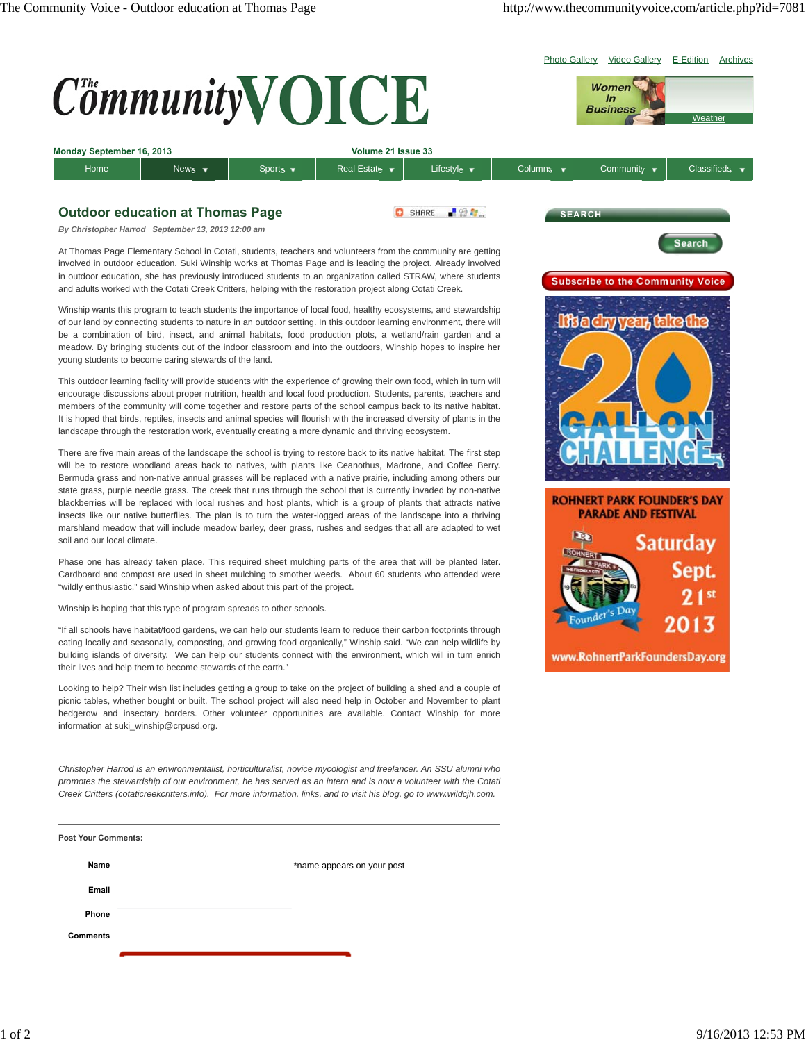# Outdoor education at Thomas Page

*By Christopher Harrod September 13, 2013 12:00 am*

At Thomas Page Elementary School in Cotati, students, teachers and volunteers from the community are getting involved in outdoor education. Suki Winship works at Thomas Page and is leading the project. Already involved in outdoor education, she has previously introduced students to an organization called STRAW, where students and adults worked with the Cotati Creek Critters, helping with the restoration project along Cotati Creek.

Winship wants this program to teach students the importance of local food, healthy ecosystems, and stewardship of our land by connecting students to nature in an outdoor setting. In this outdoor learning environment, there will be a combination of bird, insect, and animal habitats, food production plots, a wetland/rain garden and a meadow. By bringing students out of the indoor classroom and into the outdoors, Winship hopes to inspire her young students to become caring stewards of the land.

This outdoor learning facility will provide students with the experience of growing their own food, which in turn will encourage discussions about proper nutrition, health and local food production. Students, parents, teachers and members of the community will come together and restore parts of the school campus back to its native habitat. It is hoped that birds, reptiles, insects and animal species will flourish with the increased diversity of plants in the landscape through the restoration work, eventually creating a more dynamic and thriving ecosystem.

There are five main areas of the landscape the school is trying to restore back to its native habitat. The first step will be to restore woodland areas back to natives, with plants like Ceanothus, Madrone, and Coffee Berry. Bermuda grass and non-native annual grasses will be replaced with a native prairie, including among others our state grass, purple needle grass. The creek that runs through the school that is currently invaded by non-native blackberries will be replaced with local rushes and host plants, which is a group of plants that attracts native insects like our native butterflies. The plan is to turn the water-logged areas of the landscape into a thriving marshland meadow that will include meadow barley, deer grass, rushes and sedges that all are adapted to wet soil and our local climate.

Phase one has already taken place. This required sheet mulching parts of the area that will be planted later. Cardboard and compost are used in sheet mulching to smother weeds. About 60 students who attended were "wildly enthusiastic," said Winship when asked about this part of the project.

Winship is hoping that this type of program spreads to other schools.

"If all schools have habitat/food gardens, we can help our students learn to reduce their carbon footprints through eating locally and seasonally, composting, and growing food organically," Winship said. "We can help wildlife by building islands of diversity. We can help our students connect with the environment, which will in turn enrich their lives and help them to become stewards of the earth."

Looking to help? Their wish list includes getting a group to take on the project of building a shed and a couple of picnic tables, whether bought or built. The school project will also need help in October and November to plant hedgerow and insectary borders. Other volunteer opportunities are available. Contact Winship for more information at suki_winship@crpusd.org.

*Christopher Harrod is an environmentalist, horticulturalist, novice mycologist and freelancer. An SSU alumni who promotes the stewardship of our environment, he has served as an intern and is now a volunteer with the Cotati Creek Critters (cotaticreekcritters.info). For more information, links, and to visit his blog, go to www.wildcjh.com.*

**Post Your Comments:**

**Name** *name appears on your post

**Email**

**Phone**

**Comments**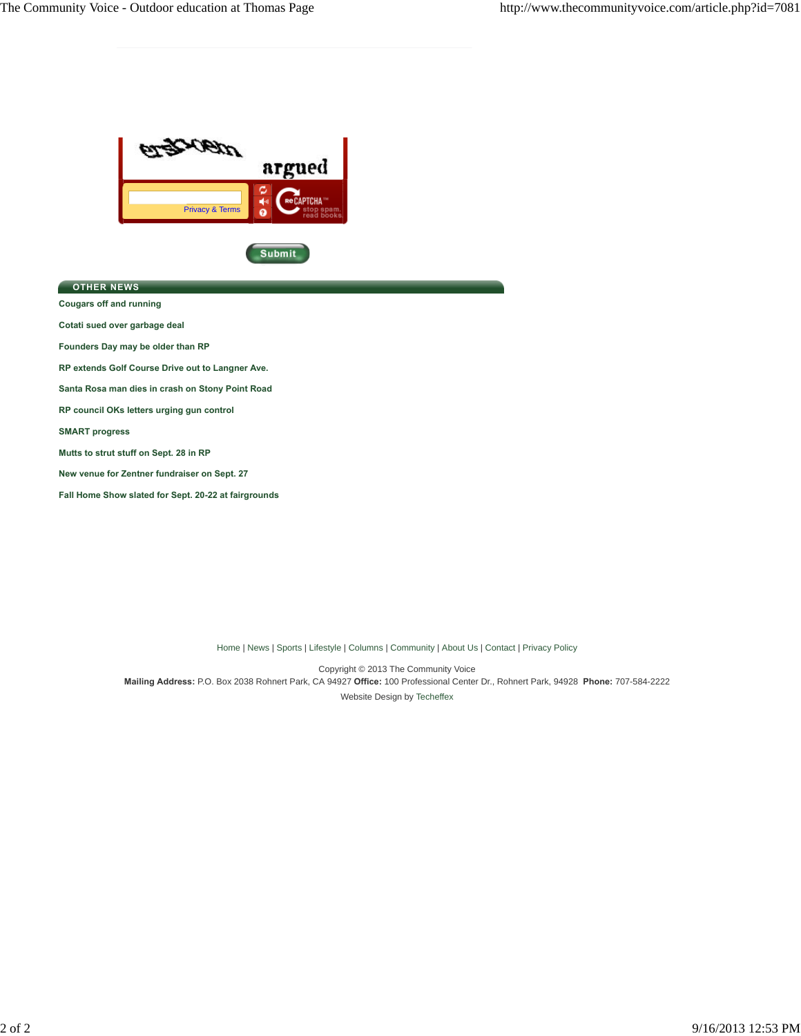Privacy & Terms

Submit

## OTHER NEWS

**Cougars off and running**

**Cotati sued over garbage deal**

**Founders Day may be older than RP**

**RP extends Golf Course Drive out to Langner Ave.**

**Santa Rosa man dies in crash on Stony Point Road**

**RP council OKs letters urging gun control**

**SMART progress**

**Mutts to strut stuff on Sept. 28 in RP**

**New venue for Zentner fundraiser on Sept. 27**

**Fall Home Show slated for Sept. 20-22 at fairgrounds**

Home | News | Sports | Lifestyle | Columns | Community | About Us | Contact | Privacy Policy

Copyright © 2013 The Community Voice

**Mailing Address:** P.O. Box 2038 Rohnert Park, CA 94927 **Office:** 100 Professional Center Dr., Rohnert Park, 94928 **Phone:** 707-584-2222

Website Design by Techeffex